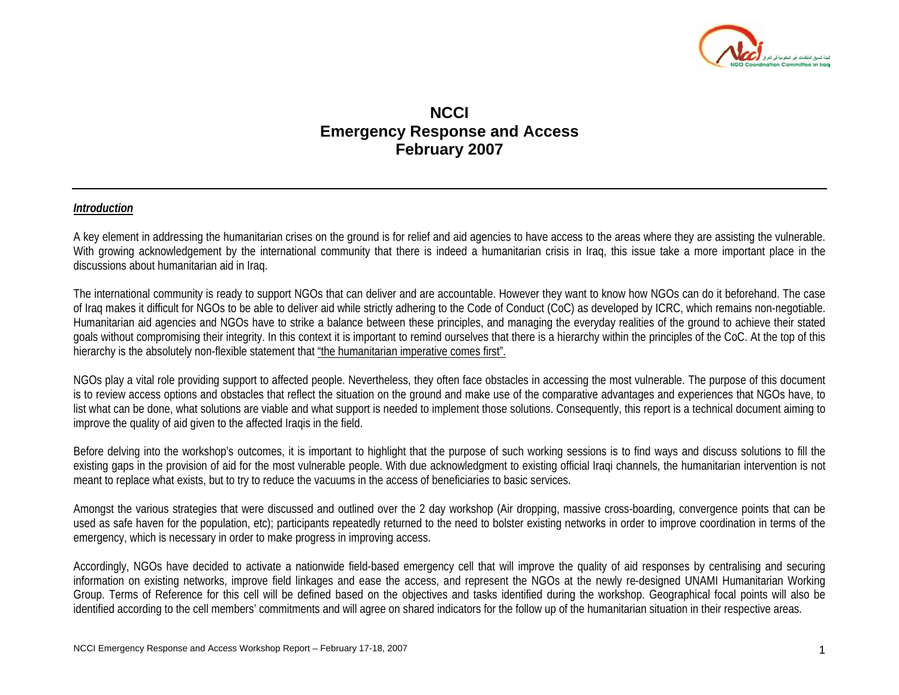# NCCI
# Emergency Response and Access
# February 2007

## ***Introduction***

A key element in addressing the humanitarian crises on the ground is for relief and aid agencies to have access to the areas where they are assisting the vulnerable. With growing acknowledgement by the international community that there is indeed a humanitarian crisis in Iraq, this issue take a more important place in the discussions about humanitarian aid in Iraq.

The international community is ready to support NGOs that can deliver and are accountable. However they want to know how NGOs can do it beforehand. The case of Iraq makes it difficult for NGOs to be able to deliver aid while strictly adhering to the Code of Conduct (CoC) as developed by ICRC, which remains non-negotiable. Humanitarian aid agencies and NGOs have to strike a balance between these principles, and managing the everyday realities of the ground to achieve their stated goals without compromising their integrity. In this context it is important to remind ourselves that there is a hierarchy within the principles of the CoC. At the top of this hierarchy is the absolutely non-flexible statement that "the humanitarian imperative comes first".

NGOs play a vital role providing support to affected people. Nevertheless, they often face obstacles in accessing the most vulnerable. The purpose of this document is to review access options and obstacles that reflect the situation on the ground and make use of the comparative advantages and experiences that NGOs have, to list what can be done, what solutions are viable and what support is needed to implement those solutions. Consequently, this report is a technical document aiming to improve the quality of aid given to the affected Iraqis in the field.

Before delving into the workshop's outcomes, it is important to highlight that the purpose of such working sessions is to find ways and discuss solutions to fill the existing gaps in the provision of aid for the most vulnerable people. With due acknowledgment to existing official Iraqi channels, the humanitarian intervention is not meant to replace what exists, but to try to reduce the vacuums in the access of beneficiaries to basic services.

Amongst the various strategies that were discussed and outlined over the 2 day workshop (Air dropping, massive cross-boarding, convergence points that can be used as safe haven for the population, etc); participants repeatedly returned to the need to bolster existing networks in order to improve coordination in terms of the emergency, which is necessary in order to make progress in improving access.

Accordingly, NGOs have decided to activate a nationwide field-based emergency cell that will improve the quality of aid responses by centralising and securing information on existing networks, improve field linkages and ease the access, and represent the NGOs at the newly re-designed UNAMI Humanitarian Working Group. Terms of Reference for this cell will be defined based on the objectives and tasks identified during the workshop. Geographical focal points will also be identified according to the cell members' commitments and will agree on shared indicators for the follow up of the humanitarian situation in their respective areas.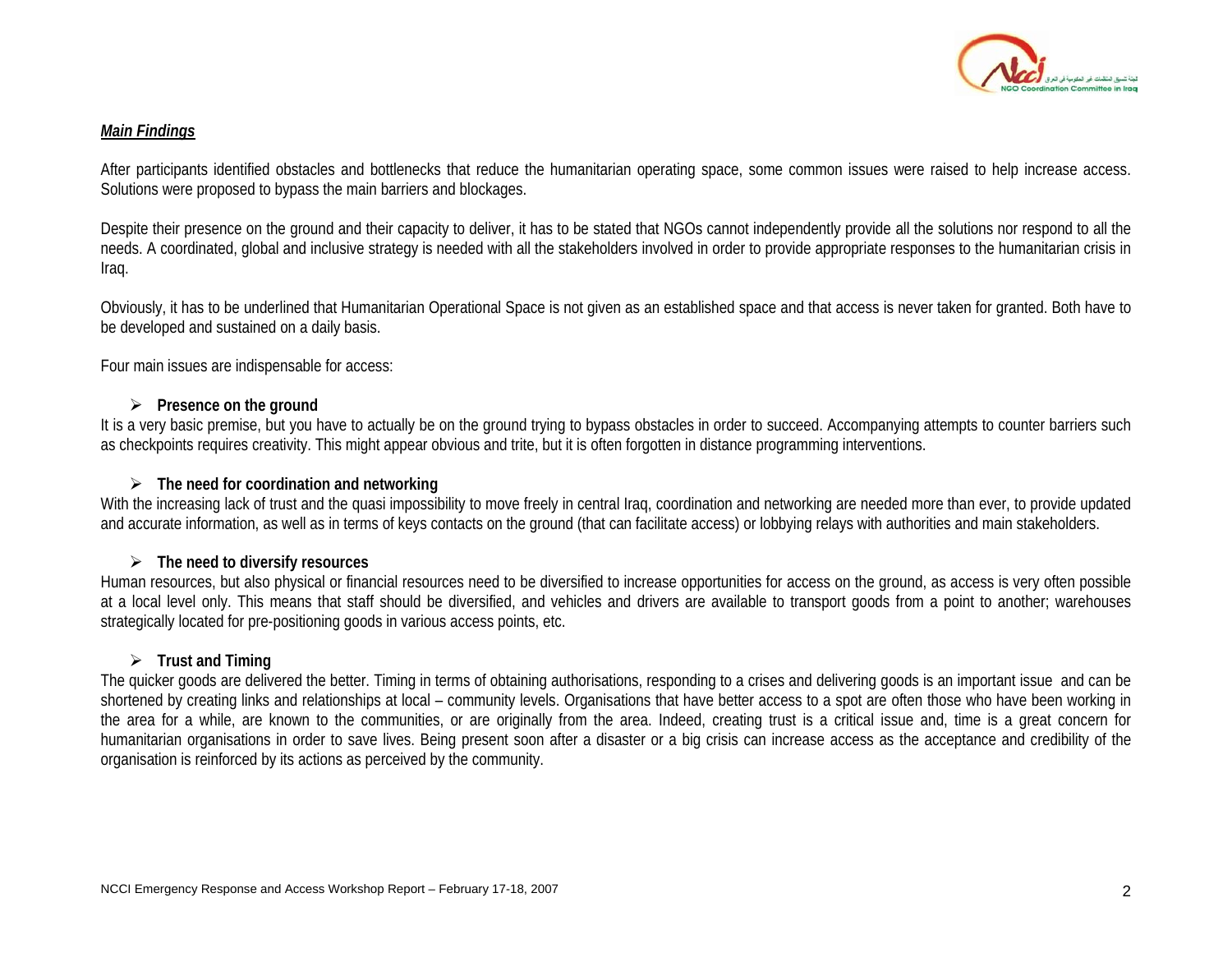***Main Findings***

After participants identified obstacles and bottlenecks that reduce the humanitarian operating space, some common issues were raised to help increase access. Solutions were proposed to bypass the main barriers and blockages.

Despite their presence on the ground and their capacity to deliver, it has to be stated that NGOs cannot independently provide all the solutions nor respond to all the needs. A coordinated, global and inclusive strategy is needed with all the stakeholders involved in order to provide appropriate responses to the humanitarian crisis in Iraq.

Obviously, it has to be underlined that Humanitarian Operational Space is not given as an established space and that access is never taken for granted. Both have to be developed and sustained on a daily basis.

Four main issues are indispensable for access:

- **Presence on the ground**

It is a very basic premise, but you have to actually be on the ground trying to bypass obstacles in order to succeed. Accompanying attempts to counter barriers such as checkpoints requires creativity. This might appear obvious and trite, but it is often forgotten in distance programming interventions.

- **The need for coordination and networking**

With the increasing lack of trust and the quasi impossibility to move freely in central Iraq, coordination and networking are needed more than ever, to provide updated and accurate information, as well as in terms of keys contacts on the ground (that can facilitate access) or lobbying relays with authorities and main stakeholders.

- **The need to diversify resources**

Human resources, but also physical or financial resources need to be diversified to increase opportunities for access on the ground, as access is very often possible at a local level only. This means that staff should be diversified, and vehicles and drivers are available to transport goods from a point to another; warehouses strategically located for pre-positioning goods in various access points, etc.

- **Trust and Timing**

The quicker goods are delivered the better. Timing in terms of obtaining authorisations, responding to a crises and delivering goods is an important issue and can be shortened by creating links and relationships at local – community levels. Organisations that have better access to a spot are often those who have been working in the area for a while, are known to the communities, or are originally from the area. Indeed, creating trust is a critical issue and, time is a great concern for humanitarian organisations in order to save lives. Being present soon after a disaster or a big crisis can increase access as the acceptance and credibility of the organisation is reinforced by its actions as perceived by the community.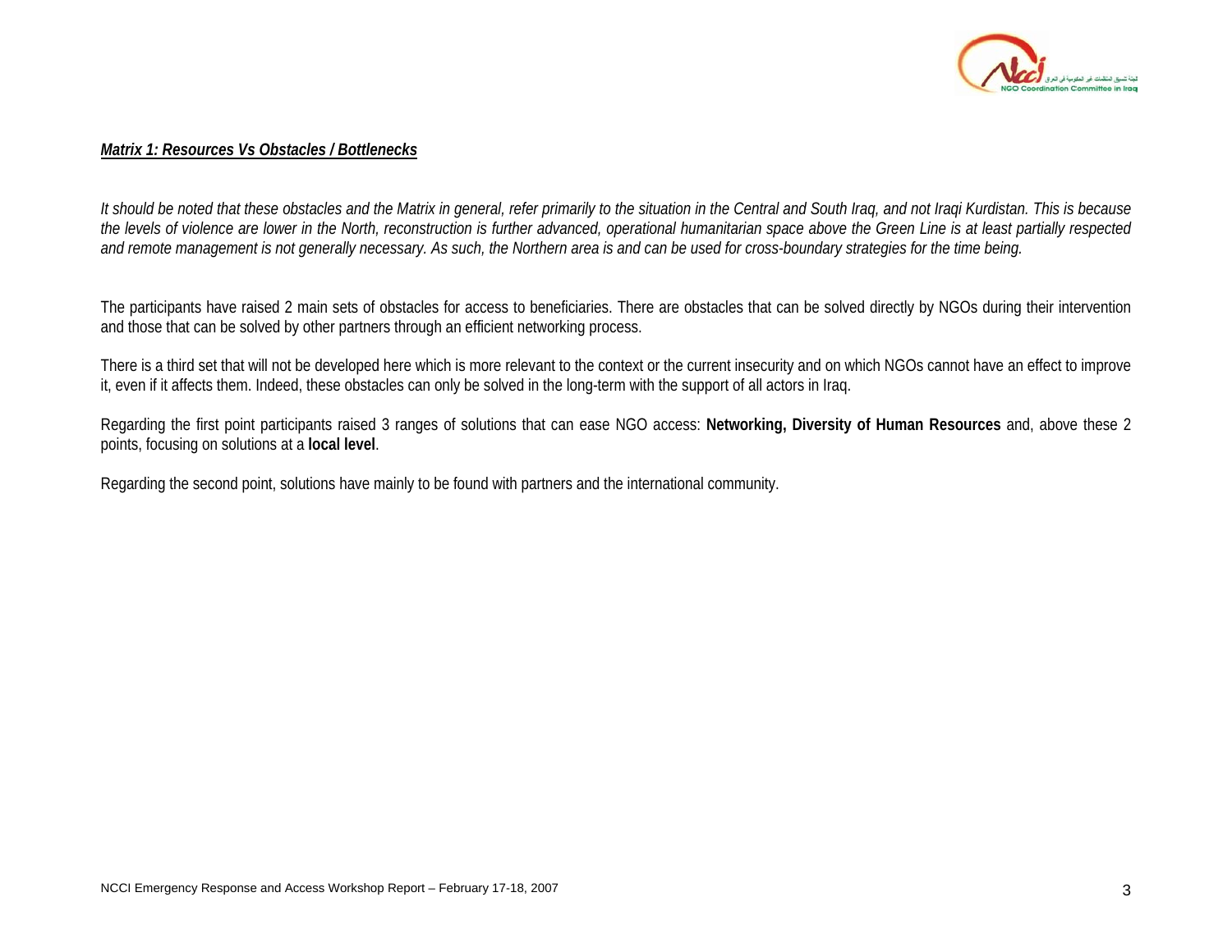***Matrix 1: Resources Vs Obstacles / Bottlenecks***

*It should be noted that these obstacles and the Matrix in general, refer primarily to the situation in the Central and South Iraq, and not Iraqi Kurdistan. This is because the levels of violence are lower in the North, reconstruction is further advanced, operational humanitarian space above the Green Line is at least partially respected and remote management is not generally necessary. As such, the Northern area is and can be used for cross-boundary strategies for the time being.*

The participants have raised 2 main sets of obstacles for access to beneficiaries. There are obstacles that can be solved directly by NGOs during their intervention and those that can be solved by other partners through an efficient networking process.

There is a third set that will not be developed here which is more relevant to the context or the current insecurity and on which NGOs cannot have an effect to improve it, even if it affects them. Indeed, these obstacles can only be solved in the long-term with the support of all actors in Iraq.

Regarding the first point participants raised 3 ranges of solutions that can ease NGO access: **Networking, Diversity of Human Resources** and, above these 2 points, focusing on solutions at a **local level**.

Regarding the second point, solutions have mainly to be found with partners and the international community.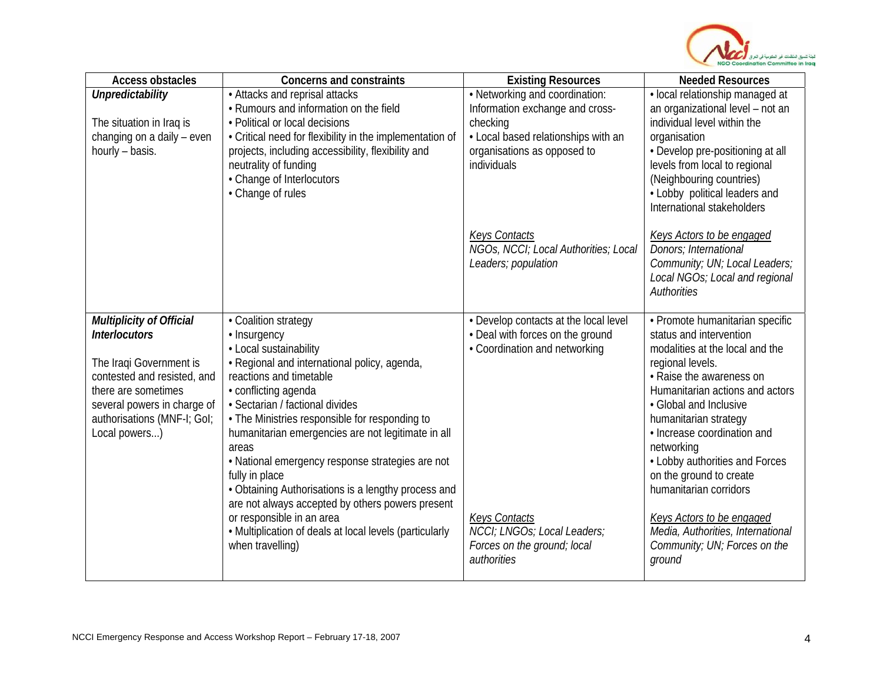| Access obstacles | Concerns and constraints | Existing Resources | Needed Resources |
|---|---|---|---|
| ***Unpredictability***<br><br>The situation in Iraq is changing on a daily – even hourly – basis. | • Attacks and reprisal attacks<br>• Rumours and information on the field<br>• Political or local decisions<br>• Critical need for flexibility in the implementation of projects, including accessibility, flexibility and neutrality of funding<br>• Change of Interlocutors<br>• Change of rules | • Networking and coordination: Information exchange and cross-checking<br>• Local based relationships with an organisations as opposed to individuals<br><br>*Keys Contacts*<br>*NGOs, NCCI; Local Authorities; Local Leaders; population* | • local relationship managed at an organizational level – not an individual level within the organisation<br>• Develop pre-positioning at all levels from local to regional (Neighbouring countries)<br>• Lobby political leaders and International stakeholders<br><br>*Keys Actors to be engaged*<br>*Donors; International Community; UN; Local Leaders; Local NGOs; Local and regional Authorities* |
| ***Multiplicity of Official Interlocutors***<br><br>The Iraqi Government is contested and resisted, and there are sometimes several powers in charge of authorisations (MNF-I; GoI; Local powers...) | • Coalition strategy<br>• Insurgency<br>• Local sustainability<br>• Regional and international policy, agenda, reactions and timetable<br>• conflicting agenda<br>• Sectarian / factional divides<br>• The Ministries responsible for responding to humanitarian emergencies are not legitimate in all areas<br>• National emergency response strategies are not fully in place<br>• Obtaining Authorisations is a lengthy process and are not always accepted by others powers present or responsible in an area<br>• Multiplication of deals at local levels (particularly when travelling) | • Develop contacts at the local level<br>• Deal with forces on the ground<br>• Coordination and networking<br><br>*Keys Contacts*<br>*NCCI; LNGOs; Local Leaders; Forces on the ground; local authorities* | • Promote humanitarian specific status and intervention modalities at the local and the regional levels.<br>• Raise the awareness on Humanitarian actions and actors<br>• Global and Inclusive humanitarian strategy<br>• Increase coordination and networking<br>• Lobby authorities and Forces on the ground to create humanitarian corridors<br><br>*Keys Actors to be engaged*<br>*Media, Authorities, International Community; UN; Forces on the ground* |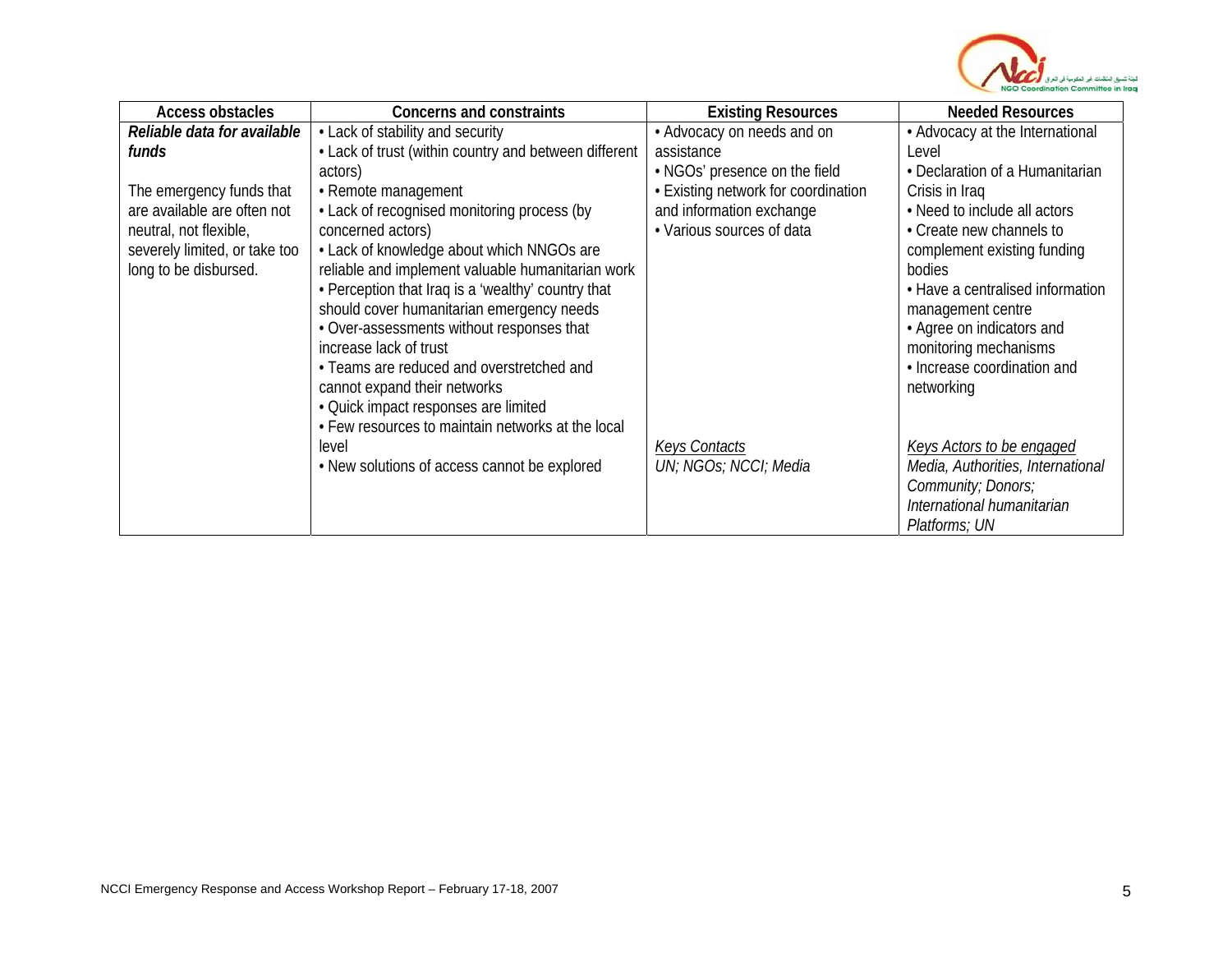| Access obstacles | Concerns and constraints | Existing Resources | Needed Resources |
|---|---|---|---|
| ***Reliable data for available funds***<br><br>The emergency funds that are available are often not neutral, not flexible, severely limited, or take too long to be disbursed. | • Lack of stability and security<br>• Lack of trust (within country and between different actors)<br>• Remote management<br>• Lack of recognised monitoring process (by concerned actors)<br>• Lack of knowledge about which NNGOs are reliable and implement valuable humanitarian work<br>• Perception that Iraq is a 'wealthy' country that should cover humanitarian emergency needs<br>• Over-assessments without responses that increase lack of trust<br>• Teams are reduced and overstretched and cannot expand their networks<br>• Quick impact responses are limited<br>• Few resources to maintain networks at the local level<br>• New solutions of access cannot be explored | • Advocacy on needs and on assistance<br>• NGOs' presence on the field<br>• Existing network for coordination and information exchange<br>• Various sources of data<br><br>*Keys Contacts*<br>*UN; NGOs; NCCI; Media* | • Advocacy at the International Level<br>• Declaration of a Humanitarian Crisis in Iraq<br>• Need to include all actors<br>• Create new channels to complement existing funding bodies<br>• Have a centralised information management centre<br>• Agree on indicators and monitoring mechanisms<br>• Increase coordination and networking<br><br>*Keys Actors to be engaged*<br>*Media, Authorities, International Community; Donors; International humanitarian Platforms; UN* |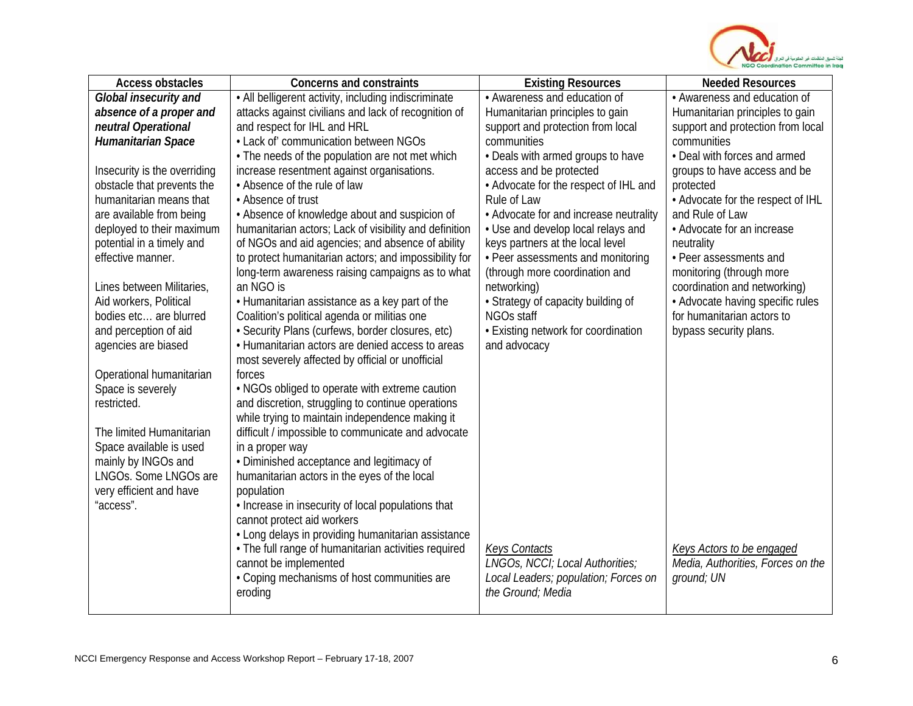| Access obstacles | Concerns and constraints | Existing Resources | Needed Resources |
|---|---|---|---|
| ***Global insecurity and absence of a proper and neutral Operational Humanitarian Space***<br><br>Insecurity is the overriding obstacle that prevents the humanitarian means that are available from being deployed to their maximum potential in a timely and effective manner.<br><br>Lines between Militaries, Aid workers, Political bodies etc… are blurred and perception of aid agencies are biased<br><br>Operational humanitarian Space is severely restricted.<br><br>The limited Humanitarian Space available is used mainly by INGOs and LNGOs. Some LNGOs are very efficient and have "access". | • All belligerent activity, including indiscriminate attacks against civilians and lack of recognition of and respect for IHL and HRL<br>• Lack of' communication between NGOs<br>• The needs of the population are not met which increase resentment against organisations.<br>• Absence of the rule of law<br>• Absence of trust<br>• Absence of knowledge about and suspicion of humanitarian actors; Lack of visibility and definition of NGOs and aid agencies; and absence of ability to protect humanitarian actors; and impossibility for long-term awareness raising campaigns as to what an NGO is<br>• Humanitarian assistance as a key part of the Coalition's political agenda or militias one<br>• Security Plans (curfews, border closures, etc)<br>• Humanitarian actors are denied access to areas most severely affected by official or unofficial forces<br>• NGOs obliged to operate with extreme caution and discretion, struggling to continue operations while trying to maintain independence making it difficult / impossible to communicate and advocate in a proper way<br>• Diminished acceptance and legitimacy of humanitarian actors in the eyes of the local population<br>• Increase in insecurity of local populations that cannot protect aid workers<br>• Long delays in providing humanitarian assistance<br>• The full range of humanitarian activities required cannot be implemented<br>• Coping mechanisms of host communities are eroding | • Awareness and education of Humanitarian principles to gain support and protection from local communities<br>• Deals with armed groups to have access and be protected<br>• Advocate for the respect of IHL and Rule of Law<br>• Advocate for and increase neutrality<br>• Use and develop local relays and keys partners at the local level<br>• Peer assessments and monitoring (through more coordination and networking)<br>• Strategy of capacity building of NGOs staff<br>• Existing network for coordination and advocacy<br><br>*Keys Contacts*<br>*LNGOs, NCCI; Local Authorities; Local Leaders; population; Forces on the Ground; Media* | • Awareness and education of Humanitarian principles to gain support and protection from local communities<br>• Deal with forces and armed groups to have access and be protected<br>• Advocate for the respect of IHL and Rule of Law<br>• Advocate for an increase neutrality<br>• Peer assessments and monitoring (through more coordination and networking)<br>• Advocate having specific rules for humanitarian actors to bypass security plans.<br><br>*Keys Actors to be engaged*<br>*Media, Authorities, Forces on the ground; UN* |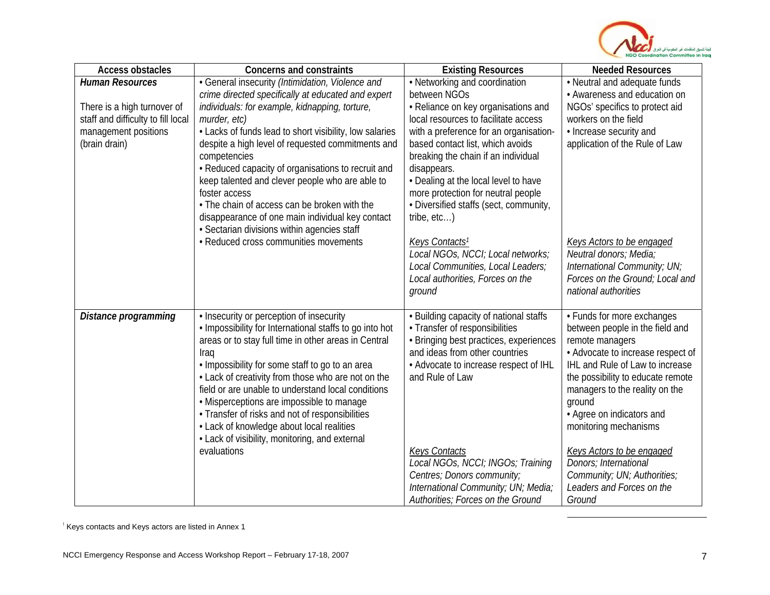| Access obstacles | Concerns and constraints | Existing Resources | Needed Resources |
|---|---|---|---|
| ***Human Resources***<br><br>There is a high turnover of staff and difficulty to fill local management positions (brain drain) | • General insecurity *(Intimidation, Violence and crime directed specifically at educated and expert individuals: for example, kidnapping, torture, murder, etc)*<br>• Lacks of funds lead to short visibility, low salaries despite a high level of requested commitments and competencies<br>• Reduced capacity of organisations to recruit and keep talented and clever people who are able to foster access<br>• The chain of access can be broken with the disappearance of one main individual key contact<br>• Sectarian divisions within agencies staff<br>• Reduced cross communities movements | • Networking and coordination between NGOs<br>• Reliance on key organisations and local resources to facilitate access with a preference for an organisation-based contact list, which avoids breaking the chain if an individual disappears.<br>• Dealing at the local level to have more protection for neutral people<br>• Diversified staffs (sect, community, tribe, etc…)<br><br>*Keys Contacts*[1]<br>*Local NGOs, NCCI; Local networks; Local Communities, Local Leaders; Local authorities, Forces on the ground* | • Neutral and adequate funds<br>• Awareness and education on NGOs' specifics to protect aid workers on the field<br>• Increase security and application of the Rule of Law<br><br>*Keys Actors to be engaged*<br>*Neutral donors; Media; International Community; UN; Forces on the Ground; Local and national authorities* |
| ***Distance programming*** | • Insecurity or perception of insecurity<br>• Impossibility for International staffs to go into hot areas or to stay full time in other areas in Central Iraq<br>• Impossibility for some staff to go to an area<br>• Lack of creativity from those who are not on the field or are unable to understand local conditions<br>• Misperceptions are impossible to manage<br>• Transfer of risks and not of responsibilities<br>• Lack of knowledge about local realities<br>• Lack of visibility, monitoring, and external evaluations | • Building capacity of national staffs<br>• Transfer of responsibilities<br>• Bringing best practices, experiences and ideas from other countries<br>• Advocate to increase respect of IHL and Rule of Law<br><br>*Keys Contacts*<br>*Local NGOs, NCCI; INGOs; Training Centres; Donors community; International Community; UN; Media; Authorities; Forces on the Ground* | • Funds for more exchanges between people in the field and remote managers<br>• Advocate to increase respect of IHL and Rule of Law to increase the possibility to educate remote managers to the reality on the ground<br>• Agree on indicators and monitoring mechanisms<br><br>*Keys Actors to be engaged*<br>*Donors; International Community; UN; Authorities; Leaders and Forces on the Ground* |

[1] Keys contacts and Keys actors are listed in Annex 1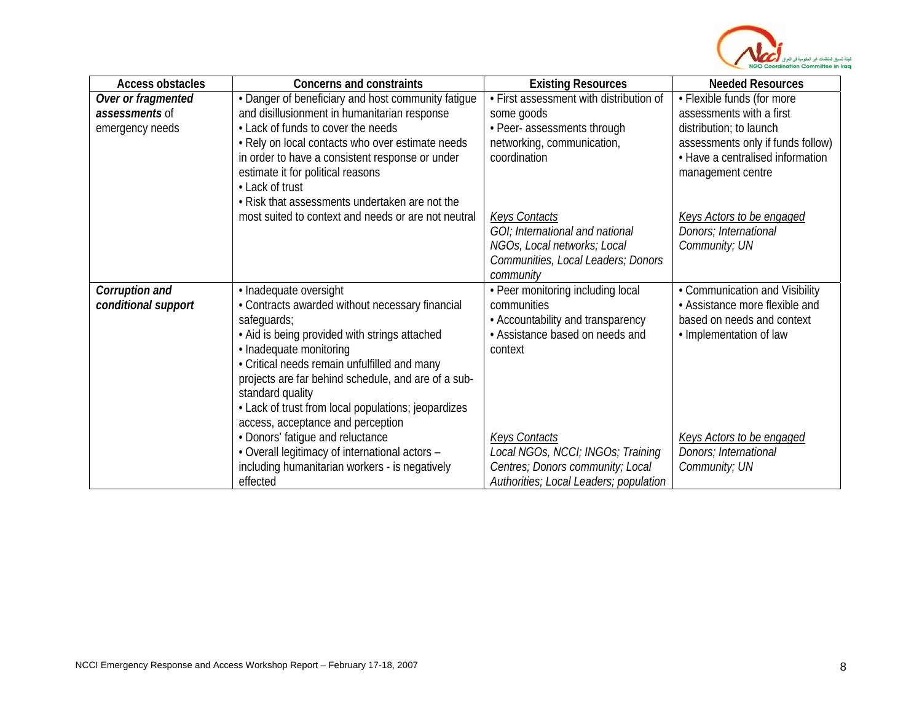| Access obstacles | Concerns and constraints | Existing Resources | Needed Resources |
|---|---|---|---|
| ***Over or fragmented assessments*** of emergency needs | • Danger of beneficiary and host community fatigue and disillusionment in humanitarian response<br>• Lack of funds to cover the needs<br>• Rely on local contacts who over estimate needs in order to have a consistent response or under estimate it for political reasons<br>• Lack of trust<br>• Risk that assessments undertaken are not the most suited to context and needs or are not neutral | • First assessment with distribution of some goods<br>• Peer- assessments through networking, communication, coordination<br><br>*Keys Contacts*<br>*GOI; International and national NGOs, Local networks; Local Communities, Local Leaders; Donors community* | • Flexible funds (for more assessments with a first distribution; to launch assessments only if funds follow)<br>• Have a centralised information management centre<br><br>*Keys Actors to be engaged*<br>*Donors; International Community; UN* |
| ***Corruption and conditional support*** | • Inadequate oversight<br>• Contracts awarded without necessary financial safeguards;<br>• Aid is being provided with strings attached<br>• Inadequate monitoring<br>• Critical needs remain unfulfilled and many projects are far behind schedule, and are of a sub-standard quality<br>• Lack of trust from local populations; jeopardizes access, acceptance and perception<br>• Donors' fatigue and reluctance<br>• Overall legitimacy of international actors – including humanitarian workers - is negatively effected | • Peer monitoring including local communities<br>• Accountability and transparency<br>• Assistance based on needs and context<br><br>*Keys Contacts*<br>*Local NGOs, NCCI; INGOs; Training Centres; Donors community; Local Authorities; Local Leaders; population* | • Communication and Visibility<br>• Assistance more flexible and based on needs and context<br>• Implementation of law<br><br>*Keys Actors to be engaged*<br>*Donors; International Community; UN* |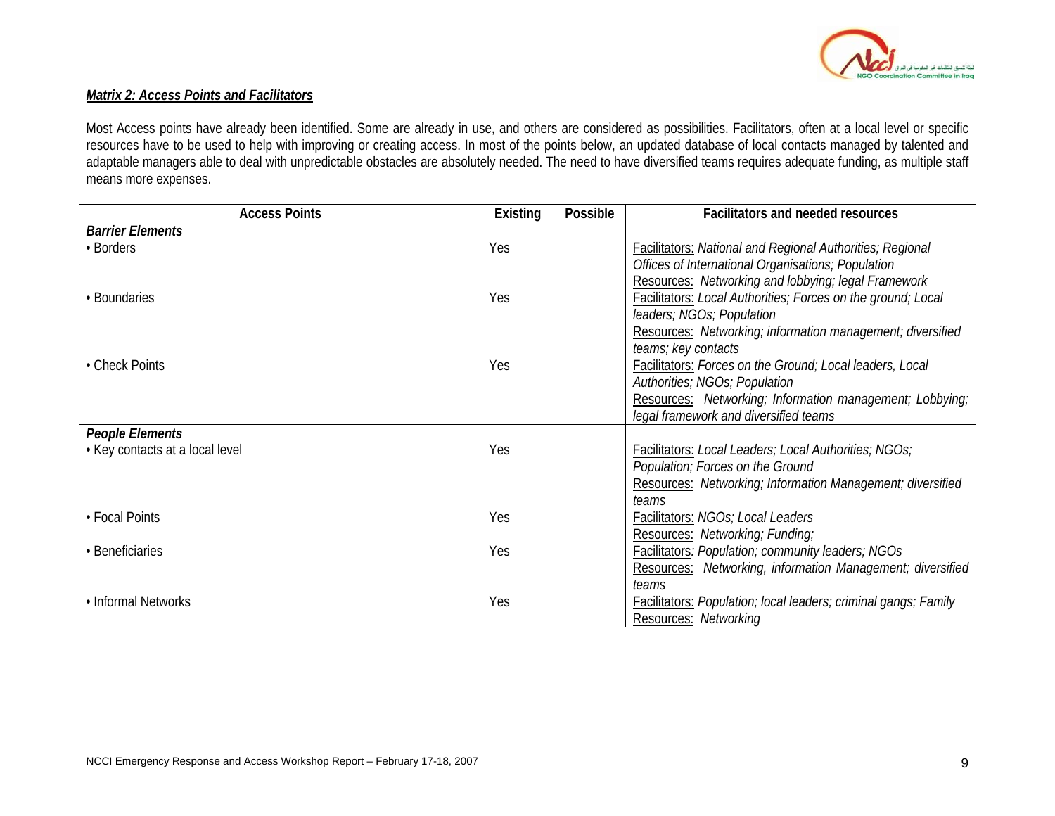***Matrix 2: Access Points and Facilitators***

Most Access points have already been identified. Some are already in use, and others are considered as possibilities. Facilitators, often at a local level or specific resources have to be used to help with improving or creating access. In most of the points below, an updated database of local contacts managed by talented and adaptable managers able to deal with unpredictable obstacles are absolutely needed. The need to have diversified teams requires adequate funding, as multiple staff means more expenses.

| Access Points | Existing | Possible | Facilitators and needed resources |
|---|---|---|---|
| ***Barrier Elements*** | | | |
| • Borders | Yes | | Facilitators: *National and Regional Authorities; Regional Offices of International Organisations; Population* Resources: *Networking and lobbying; legal Framework* |
| • Boundaries | Yes | | Facilitators: *Local Authorities; Forces on the ground; Local leaders; NGOs; Population* Resources: *Networking; information management; diversified teams; key contacts* |
| • Check Points | Yes | | Facilitators: *Forces on the Ground; Local leaders, Local Authorities; NGOs; Population* Resources: *Networking; Information management; Lobbying; legal framework and diversified teams* |
| ***People Elements*** | | | |
| • Key contacts at a local level | Yes | | Facilitators: *Local Leaders; Local Authorities; NGOs; Population; Forces on the Ground* Resources: *Networking; Information Management; diversified teams* |
| • Focal Points | Yes | | Facilitators: *NGOs; Local Leaders* Resources: *Networking; Funding;* |
| • Beneficiaries | Yes | | Facilitators: *Population; community leaders; NGOs* Resources: *Networking, information Management; diversified teams* |
| • Informal Networks | Yes | | Facilitators: *Population; local leaders; criminal gangs; Family* Resources: *Networking* |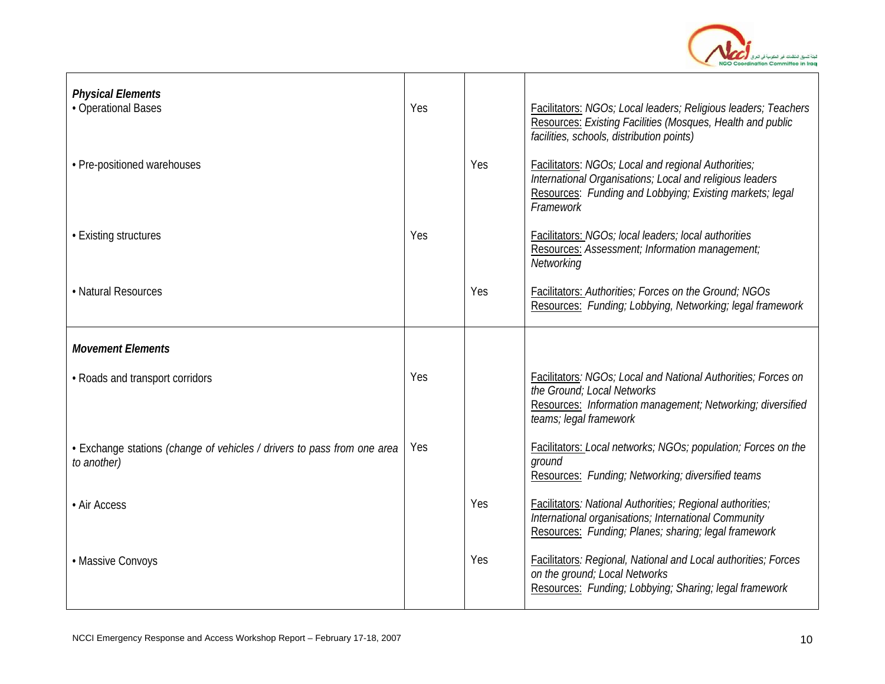| | | | |
|---|---|---|---|
| ***Physical Elements*** | | | |
| • Operational Bases | Yes | | Facilitators: *NGOs; Local leaders; Religious leaders; Teachers* Resources: *Existing Facilities (Mosques, Health and public facilities, schools, distribution points)* |
| • Pre-positioned warehouses | | Yes | Facilitators: *NGOs; Local and regional Authorities; International Organisations; Local and religious leaders* Resources: *Funding and Lobbying; Existing markets; legal Framework* |
| • Existing structures | Yes | | Facilitators: *NGOs; local leaders; local authorities* Resources: *Assessment; Information management; Networking* |
| • Natural Resources | | Yes | Facilitators: *Authorities; Forces on the Ground; NGOs* Resources: *Funding; Lobbying, Networking; legal framework* |
| ***Movement Elements*** | | | |
| • Roads and transport corridors | Yes | | Facilitators*: NGOs; Local and National Authorities; Forces on the Ground; Local Networks* Resources: *Information management; Networking; diversified teams; legal framework* |
| • Exchange stations *(change of vehicles / drivers to pass from one area to another)* | Yes | | Facilitators: *Local networks; NGOs; population; Forces on the ground* Resources: *Funding; Networking; diversified teams* |
| • Air Access | | Yes | Facilitators*: National Authorities; Regional authorities; International organisations; International Community* Resources: *Funding; Planes; sharing; legal framework* |
| • Massive Convoys | | Yes | Facilitators*: Regional, National and Local authorities; Forces on the ground; Local Networks* Resources: *Funding; Lobbying; Sharing; legal framework* |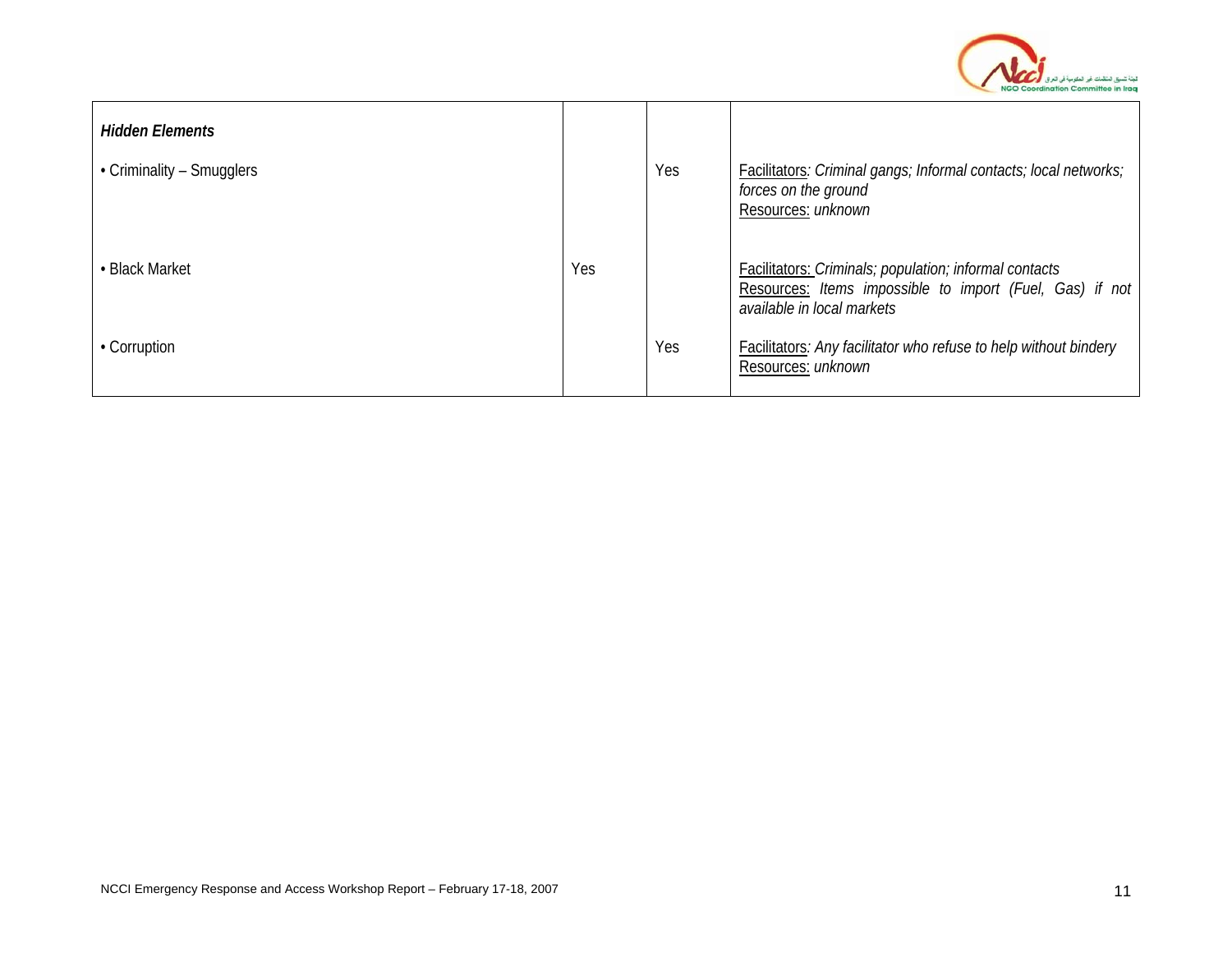| *Hidden Elements* | | | |
|---|---|---|---|
| • Criminality – Smugglers | | Yes | Facilitators*: Criminal gangs; Informal contacts; local networks; forces on the ground*<br>Resources: *unknown* |
| • Black Market | Yes | | Facilitators: *Criminals; population; informal contacts*<br>Resources: *Items impossible to import (Fuel, Gas) if not available in local markets* |
| • Corruption | | Yes | Facilitators*: Any facilitator who refuse to help without bindery*<br>Resources: *unknown* |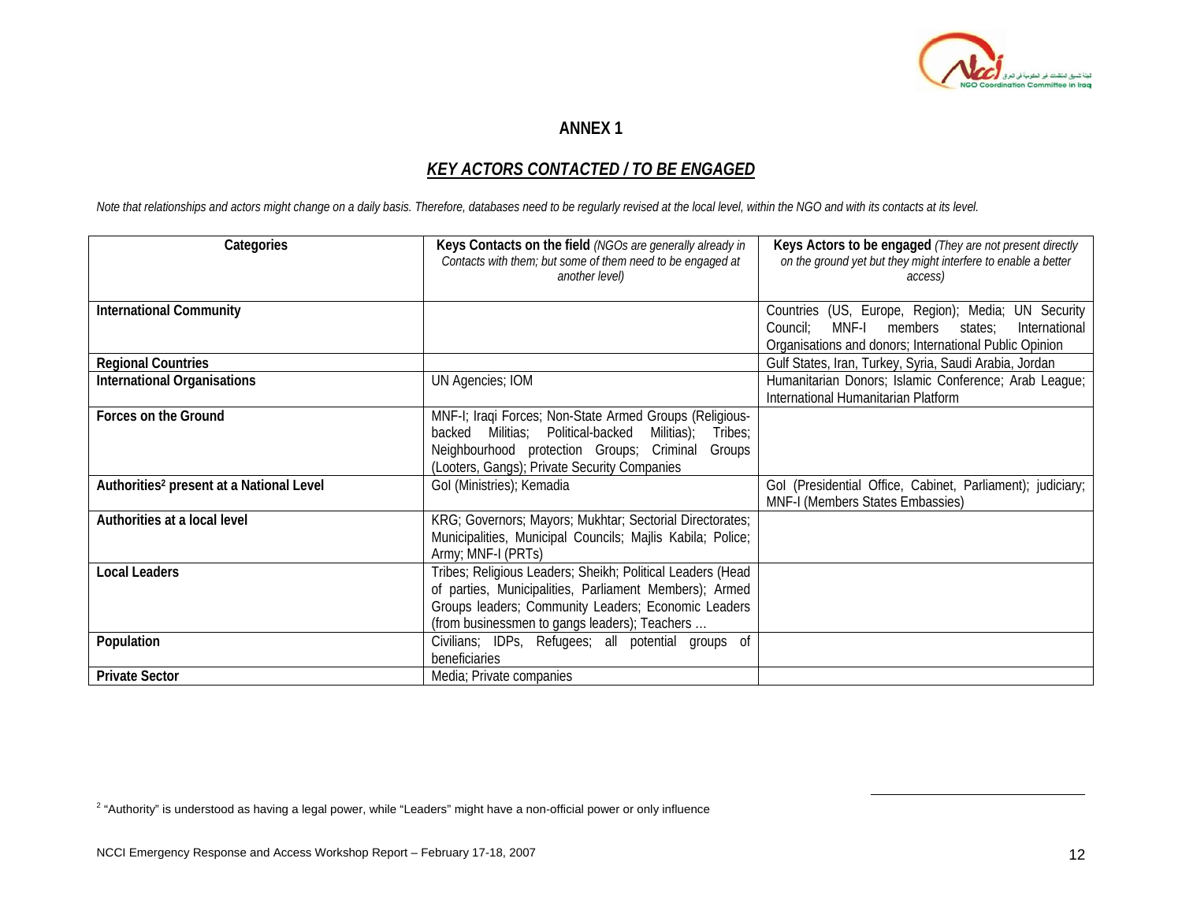## ANNEX 1

### *KEY ACTORS CONTACTED / TO BE ENGAGED*

*Note that relationships and actors might change on a daily basis. Therefore, databases need to be regularly revised at the local level, within the NGO and with its contacts at its level.*

| Categories | **Keys Contacts on the field** *(NGOs are generally already in Contacts with them; but some of them need to be engaged at another level)* | **Keys Actors to be engaged** *(They are not present directly on the ground yet but they might interfere to enable a better access)* |
|---|---|---|
| **International Community** | | Countries (US, Europe, Region); Media; UN Security Council; MNF-I members states; International Organisations and donors; International Public Opinion |
| **Regional Countries** | | Gulf States, Iran, Turkey, Syria, Saudi Arabia, Jordan |
| **International Organisations** | UN Agencies; IOM | Humanitarian Donors; Islamic Conference; Arab League; International Humanitarian Platform |
| **Forces on the Ground** | MNF-I; Iraqi Forces; Non-State Armed Groups (Religious-backed Militias; Political-backed Militias); Tribes; Neighbourhood protection Groups; Criminal Groups (Looters, Gangs); Private Security Companies | |
| **Authorities[2] present at a National Level** | GoI (Ministries); Kemadia | GoI (Presidential Office, Cabinet, Parliament); judiciary; MNF-I (Members States Embassies) |
| **Authorities at a local level** | KRG; Governors; Mayors; Mukhtar; Sectorial Directorates; Municipalities, Municipal Councils; Majlis Kabila; Police; Army; MNF-I (PRTs) | |
| **Local Leaders** | Tribes; Religious Leaders; Sheikh; Political Leaders (Head of parties, Municipalities, Parliament Members); Armed Groups leaders; Community Leaders; Economic Leaders (from businessmen to gangs leaders); Teachers … | |
| **Population** | Civilians; IDPs, Refugees; all potential groups of beneficiaries | |
| **Private Sector** | Media; Private companies | |

[2] "Authority" is understood as having a legal power, while "Leaders" might have a non-official power or only influence